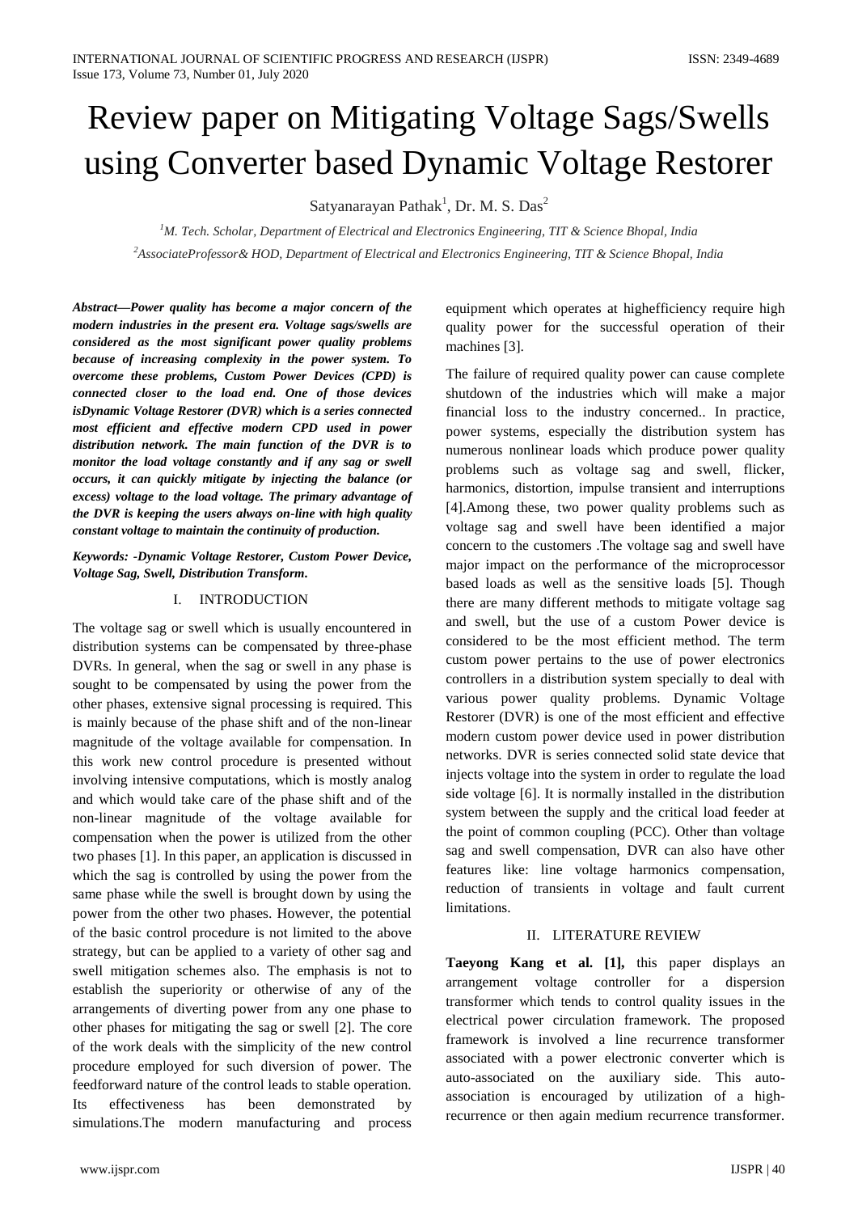# Review paper on Mitigating Voltage Sags/Swells using Converter based Dynamic Voltage Restorer

Satyanarayan Pathak[1], Dr. M. S. Das[2]

[1]M. Tech. Scholar, Department of Electrical and Electronics Engineering, TIT & Science Bhopal, India

[2]AssociateProfessor& HOD, Department of Electrical and Electronics Engineering, TIT & Science Bhopal, India

***Abstract—Power quality has become a major concern of the modern industries in the present era. Voltage sags/swells are considered as the most significant power quality problems because of increasing complexity in the power system. To overcome these problems, Custom Power Devices (CPD) is connected closer to the load end. One of those devices isDynamic Voltage Restorer (DVR) which is a series connected most efficient and effective modern CPD used in power distribution network. The main function of the DVR is to monitor the load voltage constantly and if any sag or swell occurs, it can quickly mitigate by injecting the balance (or excess) voltage to the load voltage. The primary advantage of the DVR is keeping the users always on-line with high quality constant voltage to maintain the continuity of production.***

***Keywords: -Dynamic Voltage Restorer, Custom Power Device, Voltage Sag, Swell, Distribution Transform.***

## I. INTRODUCTION

The voltage sag or swell which is usually encountered in distribution systems can be compensated by three-phase DVRs. In general, when the sag or swell in any phase is sought to be compensated by using the power from the other phases, extensive signal processing is required. This is mainly because of the phase shift and of the non-linear magnitude of the voltage available for compensation. In this work new control procedure is presented without involving intensive computations, which is mostly analog and which would take care of the phase shift and of the non-linear magnitude of the voltage available for compensation when the power is utilized from the other two phases [1]. In this paper, an application is discussed in which the sag is controlled by using the power from the same phase while the swell is brought down by using the power from the other two phases. However, the potential of the basic control procedure is not limited to the above strategy, but can be applied to a variety of other sag and swell mitigation schemes also. The emphasis is not to establish the superiority or otherwise of any of the arrangements of diverting power from any one phase to other phases for mitigating the sag or swell [2]. The core of the work deals with the simplicity of the new control procedure employed for such diversion of power. The feedforward nature of the control leads to stable operation. Its effectiveness has been demonstrated by simulations.The modern manufacturing and process equipment which operates at highefficiency require high quality power for the successful operation of their machines [3].

The failure of required quality power can cause complete shutdown of the industries which will make a major financial loss to the industry concerned.. In practice, power systems, especially the distribution system has numerous nonlinear loads which produce power quality problems such as voltage sag and swell, flicker, harmonics, distortion, impulse transient and interruptions [4].Among these, two power quality problems such as voltage sag and swell have been identified a major concern to the customers .The voltage sag and swell have major impact on the performance of the microprocessor based loads as well as the sensitive loads [5]. Though there are many different methods to mitigate voltage sag and swell, but the use of a custom Power device is considered to be the most efficient method. The term custom power pertains to the use of power electronics controllers in a distribution system specially to deal with various power quality problems. Dynamic Voltage Restorer (DVR) is one of the most efficient and effective modern custom power device used in power distribution networks. DVR is series connected solid state device that injects voltage into the system in order to regulate the load side voltage [6]. It is normally installed in the distribution system between the supply and the critical load feeder at the point of common coupling (PCC). Other than voltage sag and swell compensation, DVR can also have other features like: line voltage harmonics compensation, reduction of transients in voltage and fault current limitations.

## II. LITERATURE REVIEW

**Taeyong Kang et al. [1],** this paper displays an arrangement voltage controller for a dispersion transformer which tends to control quality issues in the electrical power circulation framework. The proposed framework is involved a line recurrence transformer associated with a power electronic converter which is auto-associated on the auxiliary side. This auto-association is encouraged by utilization of a high-recurrence or then again medium recurrence transformer.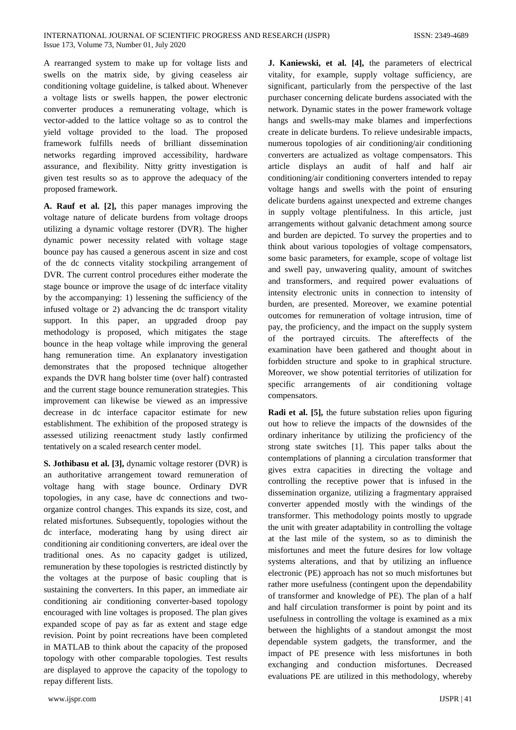A rearranged system to make up for voltage lists and swells on the matrix side, by giving ceaseless air conditioning voltage guideline, is talked about. Whenever a voltage lists or swells happen, the power electronic converter produces a remunerating voltage, which is vector-added to the lattice voltage so as to control the yield voltage provided to the load. The proposed framework fulfills needs of brilliant dissemination networks regarding improved accessibility, hardware assurance, and flexibility. Nitty gritty investigation is given test results so as to approve the adequacy of the proposed framework.

**A. Rauf et al. [2],** this paper manages improving the voltage nature of delicate burdens from voltage droops utilizing a dynamic voltage restorer (DVR). The higher dynamic power necessity related with voltage stage bounce pay has caused a generous ascent in size and cost of the dc connects vitality stockpiling arrangement of DVR. The current control procedures either moderate the stage bounce or improve the usage of dc interface vitality by the accompanying: 1) lessening the sufficiency of the infused voltage or 2) advancing the dc transport vitality support. In this paper, an upgraded droop pay methodology is proposed, which mitigates the stage bounce in the heap voltage while improving the general hang remuneration time. An explanatory investigation demonstrates that the proposed technique altogether expands the DVR hang bolster time (over half) contrasted and the current stage bounce remuneration strategies. This improvement can likewise be viewed as an impressive decrease in dc interface capacitor estimate for new establishment. The exhibition of the proposed strategy is assessed utilizing reenactment study lastly confirmed tentatively on a scaled research center model.

**S. Jothibasu et al. [3],** dynamic voltage restorer (DVR) is an authoritative arrangement toward remuneration of voltage hang with stage bounce. Ordinary DVR topologies, in any case, have dc connections and two-organize control changes. This expands its size, cost, and related misfortunes. Subsequently, topologies without the dc interface, moderating hang by using direct air conditioning air conditioning converters, are ideal over the traditional ones. As no capacity gadget is utilized, remuneration by these topologies is restricted distinctly by the voltages at the purpose of basic coupling that is sustaining the converters. In this paper, an immediate air conditioning air conditioning converter-based topology encouraged with line voltages is proposed. The plan gives expanded scope of pay as far as extent and stage edge revision. Point by point recreations have been completed in MATLAB to think about the capacity of the proposed topology with other comparable topologies. Test results are displayed to approve the capacity of the topology to repay different lists.

**J. Kaniewski, et al. [4],** the parameters of electrical vitality, for example, supply voltage sufficiency, are significant, particularly from the perspective of the last purchaser concerning delicate burdens associated with the network. Dynamic states in the power framework voltage hangs and swells-may make blames and imperfections create in delicate burdens. To relieve undesirable impacts, numerous topologies of air conditioning/air conditioning converters are actualized as voltage compensators. This article displays an audit of half and half air conditioning/air conditioning converters intended to repay voltage hangs and swells with the point of ensuring delicate burdens against unexpected and extreme changes in supply voltage plentifulness. In this article, just arrangements without galvanic detachment among source and burden are depicted. To survey the properties and to think about various topologies of voltage compensators, some basic parameters, for example, scope of voltage list and swell pay, unwavering quality, amount of switches and transformers, and required power evaluations of intensity electronic units in connection to intensity of burden, are presented. Moreover, we examine potential outcomes for remuneration of voltage intrusion, time of pay, the proficiency, and the impact on the supply system of the portrayed circuits. The aftereffects of the examination have been gathered and thought about in forbidden structure and spoke to in graphical structure. Moreover, we show potential territories of utilization for specific arrangements of air conditioning voltage compensators.

**Radi et al. [5],** the future substation relies upon figuring out how to relieve the impacts of the downsides of the ordinary inheritance by utilizing the proficiency of the strong state switches [1]. This paper talks about the contemplations of planning a circulation transformer that gives extra capacities in directing the voltage and controlling the receptive power that is infused in the dissemination organize, utilizing a fragmentary appraised converter appended mostly with the windings of the transformer. This methodology points mostly to upgrade the unit with greater adaptability in controlling the voltage at the last mile of the system, so as to diminish the misfortunes and meet the future desires for low voltage systems alterations, and that by utilizing an influence electronic (PE) approach has not so much misfortunes but rather more usefulness (contingent upon the dependability of transformer and knowledge of PE). The plan of a half and half circulation transformer is point by point and its usefulness in controlling the voltage is examined as a mix between the highlights of a standout amongst the most dependable system gadgets, the transformer, and the impact of PE presence with less misfortunes in both exchanging and conduction misfortunes. Decreased evaluations PE are utilized in this methodology, whereby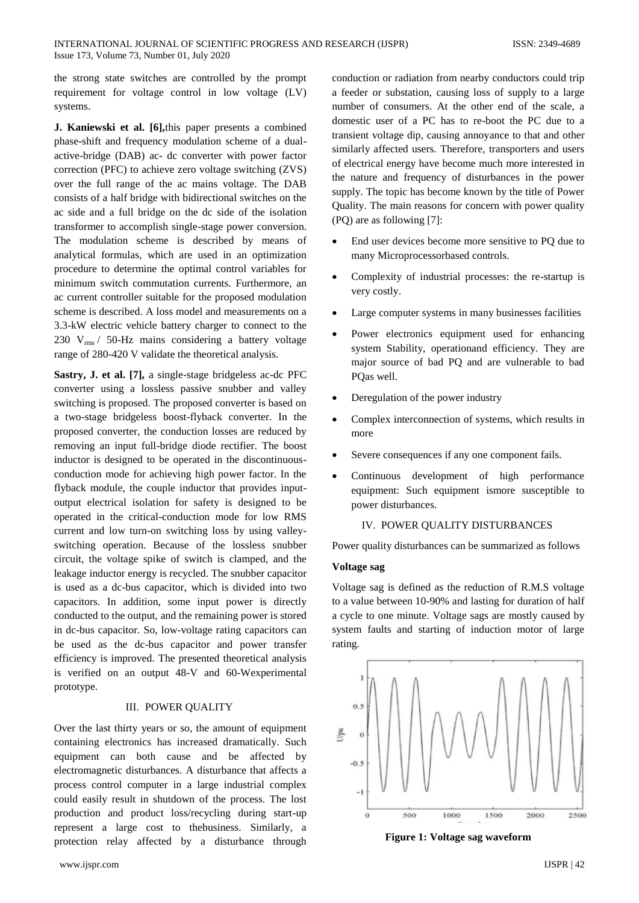the strong state switches are controlled by the prompt requirement for voltage control in low voltage (LV) systems.

**J. Kaniewski et al. [6],** this paper presents a combined phase-shift and frequency modulation scheme of a dual-active-bridge (DAB) ac- dc converter with power factor correction (PFC) to achieve zero voltage switching (ZVS) over the full range of the ac mains voltage. The DAB consists of a half bridge with bidirectional switches on the ac side and a full bridge on the dc side of the isolation transformer to accomplish single-stage power conversion. The modulation scheme is described by means of analytical formulas, which are used in an optimization procedure to determine the optimal control variables for minimum switch commutation currents. Furthermore, an ac current controller suitable for the proposed modulation scheme is described. A loss model and measurements on a 3.3-kW electric vehicle battery charger to connect to the 230 $V_{rms}$ / 50-Hz mains considering a battery voltage range of 280-420 V validate the theoretical analysis.

**Sastry, J. et al. [7],** a single-stage bridgeless ac-dc PFC converter using a lossless passive snubber and valley switching is proposed. The proposed converter is based on a two-stage bridgeless boost-flyback converter. In the proposed converter, the conduction losses are reduced by removing an input full-bridge diode rectifier. The boost inductor is designed to be operated in the discontinuous-conduction mode for achieving high power factor. In the flyback module, the couple inductor that provides input-output electrical isolation for safety is designed to be operated in the critical-conduction mode for low RMS current and low turn-on switching loss by using valley-switching operation. Because of the lossless snubber circuit, the voltage spike of switch is clamped, and the leakage inductor energy is recycled. The snubber capacitor is used as a dc-bus capacitor, which is divided into two capacitors. In addition, some input power is directly conducted to the output, and the remaining power is stored in dc-bus capacitor. So, low-voltage rating capacitors can be used as the dc-bus capacitor and power transfer efficiency is improved. The presented theoretical analysis is verified on an output 48-V and 60-Wexperimental prototype.

## III. POWER QUALITY

Over the last thirty years or so, the amount of equipment containing electronics has increased dramatically. Such equipment can both cause and be affected by electromagnetic disturbances. A disturbance that affects a process control computer in a large industrial complex could easily result in shutdown of the process. The lost production and product loss/recycling during start-up represent a large cost to thebusiness. Similarly, a protection relay affected by a disturbance through conduction or radiation from nearby conductors could trip a feeder or substation, causing loss of supply to a large number of consumers. At the other end of the scale, a domestic user of a PC has to re-boot the PC due to a transient voltage dip, causing annoyance to that and other similarly affected users. Therefore, transporters and users of electrical energy have become much more interested in the nature and frequency of disturbances in the power supply. The topic has become known by the title of Power Quality. The main reasons for concern with power quality (PQ) are as following [7]:

- End user devices become more sensitive to PQ due to many Microprocessorbased controls.
- Complexity of industrial processes: the re-startup is very costly.
- Large computer systems in many businesses facilities
- Power electronics equipment used for enhancing system Stability, operationand efficiency. They are major source of bad PQ and are vulnerable to bad PQas well.
- Deregulation of the power industry
- Complex interconnection of systems, which results in more
- Severe consequences if any one component fails.
- Continuous development of high performance equipment: Such equipment ismore susceptible to power disturbances.

## IV. POWER QUALITY DISTURBANCES

Power quality disturbances can be summarized as follows

**Voltage sag**

Voltage sag is defined as the reduction of R.M.S voltage to a value between 10-90% and lasting for duration of half a cycle to one minute. Voltage sags are mostly caused by system faults and starting of induction motor of large rating.

**Figure 1: Voltage sag waveform**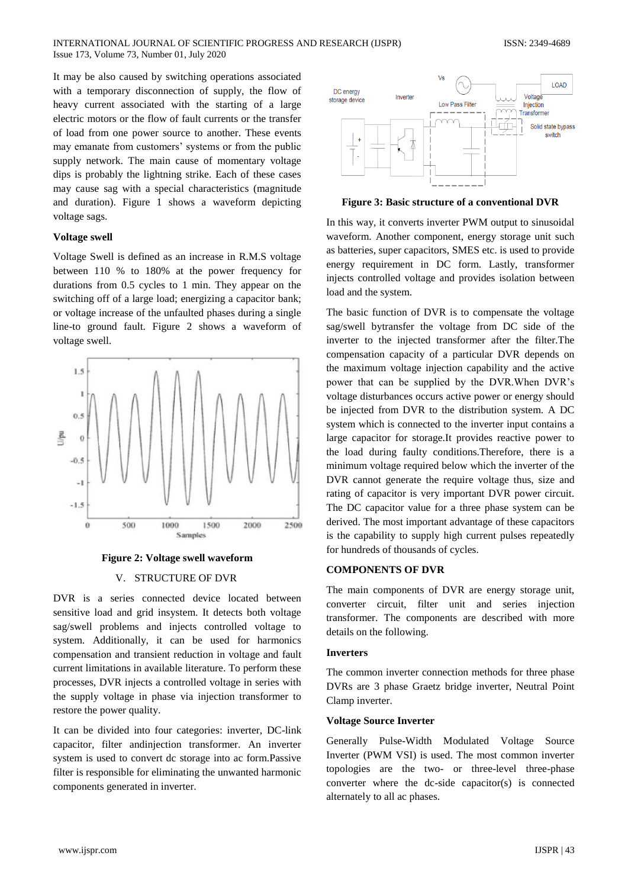It may be also caused by switching operations associated with a temporary disconnection of supply, the flow of heavy current associated with the starting of a large electric motors or the flow of fault currents or the transfer of load from one power source to another. These events may emanate from customers' systems or from the public supply network. The main cause of momentary voltage dips is probably the lightning strike. Each of these cases may cause sag with a special characteristics (magnitude and duration). Figure 1 shows a waveform depicting voltage sags.

**Voltage swell**

Voltage Swell is defined as an increase in R.M.S voltage between 110 % to 180% at the power frequency for durations from 0.5 cycles to 1 min. They appear on the switching off of a large load; energizing a capacitor bank; or voltage increase of the unfaulted phases during a single line-to ground fault. Figure 2 shows a waveform of voltage swell.

**Figure 2: Voltage swell waveform**

## V. STRUCTURE OF DVR

DVR is a series connected device located between sensitive load and grid insystem. It detects both voltage sag/swell problems and injects controlled voltage to system. Additionally, it can be used for harmonics compensation and transient reduction in voltage and fault current limitations in available literature. To perform these processes, DVR injects a controlled voltage in series with the supply voltage in phase via injection transformer to restore the power quality.

It can be divided into four categories: inverter, DC-link capacitor, filter andinjection transformer. An inverter system is used to convert dc storage into ac form.Passive filter is responsible for eliminating the unwanted harmonic components generated in inverter.

**Figure 3: Basic structure of a conventional DVR**

In this way, it converts inverter PWM output to sinusoidal waveform. Another component, energy storage unit such as batteries, super capacitors, SMES etc. is used to provide energy requirement in DC form. Lastly, transformer injects controlled voltage and provides isolation between load and the system.

The basic function of DVR is to compensate the voltage sag/swell bytransfer the voltage from DC side of the inverter to the injected transformer after the filter.The compensation capacity of a particular DVR depends on the maximum voltage injection capability and the active power that can be supplied by the DVR.When DVR's voltage disturbances occurs active power or energy should be injected from DVR to the distribution system. A DC system which is connected to the inverter input contains a large capacitor for storage.It provides reactive power to the load during faulty conditions.Therefore, there is a minimum voltage required below which the inverter of the DVR cannot generate the require voltage thus, size and rating of capacitor is very important DVR power circuit. The DC capacitor value for a three phase system can be derived. The most important advantage of these capacitors is the capability to supply high current pulses repeatedly for hundreds of thousands of cycles.

**COMPONENTS OF DVR**

The main components of DVR are energy storage unit, converter circuit, filter unit and series injection transformer. The components are described with more details on the following.

**Inverters**

The common inverter connection methods for three phase DVRs are 3 phase Graetz bridge inverter, Neutral Point Clamp inverter.

**Voltage Source Inverter**

Generally Pulse-Width Modulated Voltage Source Inverter (PWM VSI) is used. The most common inverter topologies are the two- or three-level three-phase converter where the dc-side capacitor(s) is connected alternately to all ac phases.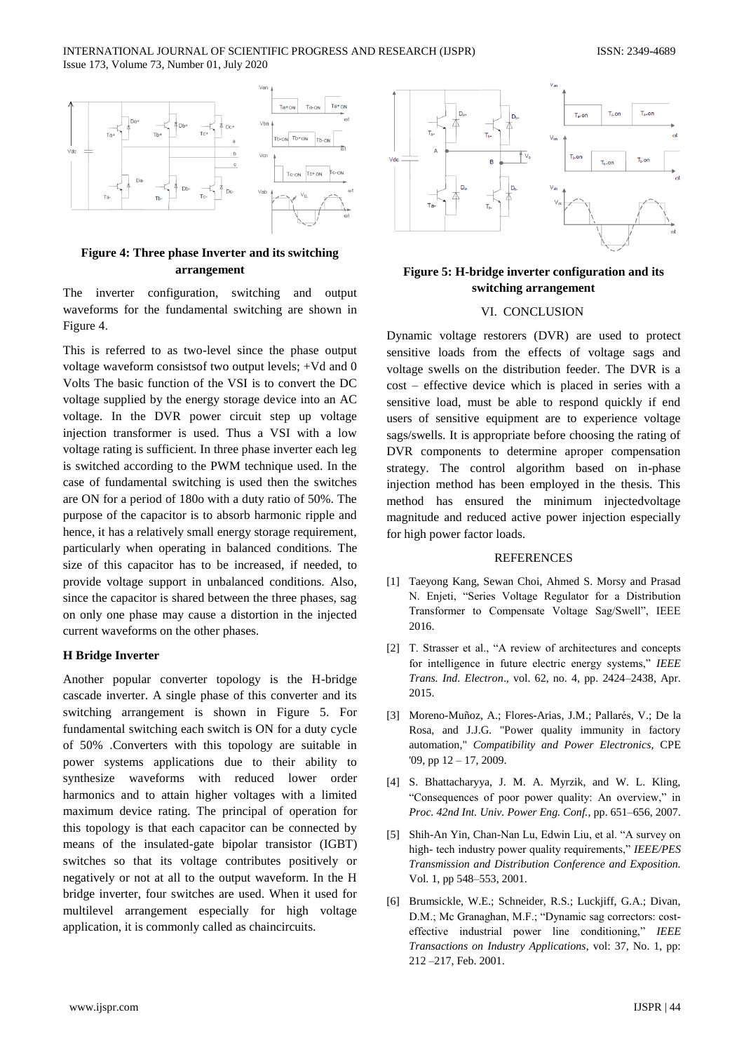**Figure 4: Three phase Inverter and its switching arrangement**

The inverter configuration, switching and output waveforms for the fundamental switching are shown in Figure 4.

This is referred to as two-level since the phase output voltage waveform consistsof two output levels; +Vd and 0 Volts The basic function of the VSI is to convert the DC voltage supplied by the energy storage device into an AC voltage. In the DVR power circuit step up voltage injection transformer is used. Thus a VSI with a low voltage rating is sufficient. In three phase inverter each leg is switched according to the PWM technique used. In the case of fundamental switching is used then the switches are ON for a period of 180o with a duty ratio of 50%. The purpose of the capacitor is to absorb harmonic ripple and hence, it has a relatively small energy storage requirement, particularly when operating in balanced conditions. The size of this capacitor has to be increased, if needed, to provide voltage support in unbalanced conditions. Also, since the capacitor is shared between the three phases, sag on only one phase may cause a distortion in the injected current waveforms on the other phases.

### H Bridge Inverter

Another popular converter topology is the H-bridge cascade inverter. A single phase of this converter and its switching arrangement is shown in Figure 5. For fundamental switching each switch is ON for a duty cycle of 50% .Converters with this topology are suitable in power systems applications due to their ability to synthesize waveforms with reduced lower order harmonics and to attain higher voltages with a limited maximum device rating. The principal of operation for this topology is that each capacitor can be connected by means of the insulated-gate bipolar transistor (IGBT) switches so that its voltage contributes positively or negatively or not at all to the output waveform. In the H bridge inverter, four switches are used. When it used for multilevel arrangement especially for high voltage application, it is commonly called as chaincircuits.

**Figure 5: H-bridge inverter configuration and its switching arrangement**

## VI. CONCLUSION

Dynamic voltage restorers (DVR) are used to protect sensitive loads from the effects of voltage sags and voltage swells on the distribution feeder. The DVR is a cost – effective device which is placed in series with a sensitive load, must be able to respond quickly if end users of sensitive equipment are to experience voltage sags/swells. It is appropriate before choosing the rating of DVR components to determine aproper compensation strategy. The control algorithm based on in-phase injection method has been employed in the thesis. This method has ensured the minimum injectedvoltage magnitude and reduced active power injection especially for high power factor loads.

## REFERENCES

[1] Taeyong Kang, Sewan Choi, Ahmed S. Morsy and Prasad N. Enjeti, "Series Voltage Regulator for a Distribution Transformer to Compensate Voltage Sag/Swell", IEEE 2016.

[2] T. Strasser et al., "A review of architectures and concepts for intelligence in future electric energy systems," *IEEE Trans. Ind. Electron*., vol. 62, no. 4, pp. 2424–2438, Apr. 2015.

[3] Moreno-Muñoz, A.; Flores-Arias, J.M.; Pallarés, V.; De la Rosa, and J.J.G. "Power quality immunity in factory automation," *Compatibility and Power Electronics*, CPE '09, pp 12 – 17, 2009.

[4] S. Bhattacharyya, J. M. A. Myrzik, and W. L. Kling, "Consequences of poor power quality: An overview," in *Proc. 42nd Int. Univ. Power Eng. Conf.*, pp. 651–656, 2007.

[5] Shih-An Yin, Chan-Nan Lu, Edwin Liu, et al. "A survey on high- tech industry power quality requirements," *IEEE/PES Transmission and Distribution Conference and Exposition.* Vol. 1, pp 548–553, 2001.

[6] Brumsickle, W.E.; Schneider, R.S.; Luckjiff, G.A.; Divan, D.M.; Mc Granaghan, M.F.; "Dynamic sag correctors: cost-effective industrial power line conditioning," *IEEE Transactions on Industry Applications*, vol: 37, No. 1, pp: 212 –217, Feb. 2001.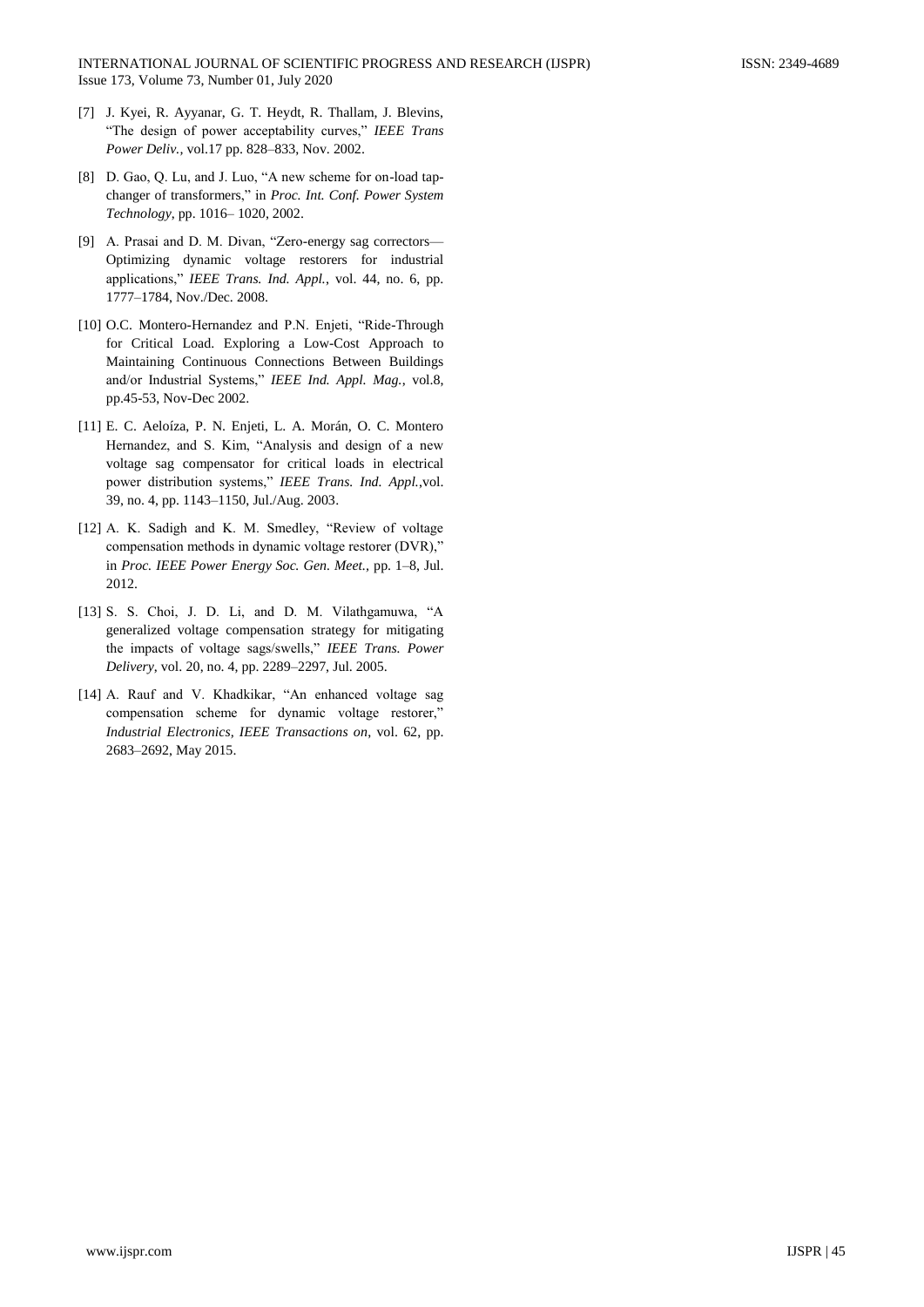[7] J. Kyei, R. Ayyanar, G. T. Heydt, R. Thallam, J. Blevins, "The design of power acceptability curves," *IEEE Trans Power Deliv.*, vol.17 pp. 828–833, Nov. 2002.

[8] D. Gao, Q. Lu, and J. Luo, "A new scheme for on-load tap-changer of transformers," in *Proc. Int. Conf. Power System Technology*, pp. 1016– 1020, 2002.

[9] A. Prasai and D. M. Divan, "Zero-energy sag correctors—Optimizing dynamic voltage restorers for industrial applications," *IEEE Trans. Ind. Appl.*, vol. 44, no. 6, pp. 1777–1784, Nov./Dec. 2008.

[10] O.C. Montero-Hernandez and P.N. Enjeti, "Ride-Through for Critical Load. Exploring a Low-Cost Approach to Maintaining Continuous Connections Between Buildings and/or Industrial Systems," *IEEE Ind. Appl. Mag.*, vol.8, pp.45-53, Nov-Dec 2002.

[11] E. C. Aeloíza, P. N. Enjeti, L. A. Morán, O. C. Montero Hernandez, and S. Kim, "Analysis and design of a new voltage sag compensator for critical loads in electrical power distribution systems," *IEEE Trans. Ind. Appl.*,vol. 39, no. 4, pp. 1143–1150, Jul./Aug. 2003.

[12] A. K. Sadigh and K. M. Smedley, "Review of voltage compensation methods in dynamic voltage restorer (DVR)," in *Proc. IEEE Power Energy Soc. Gen. Meet.*, pp. 1–8, Jul. 2012.

[13] S. S. Choi, J. D. Li, and D. M. Vilathgamuwa, "A generalized voltage compensation strategy for mitigating the impacts of voltage sags/swells," *IEEE Trans. Power Delivery*, vol. 20, no. 4, pp. 2289–2297, Jul. 2005.

[14] A. Rauf and V. Khadkikar, "An enhanced voltage sag compensation scheme for dynamic voltage restorer," *Industrial Electronics, IEEE Transactions on*, vol. 62, pp. 2683–2692, May 2015.